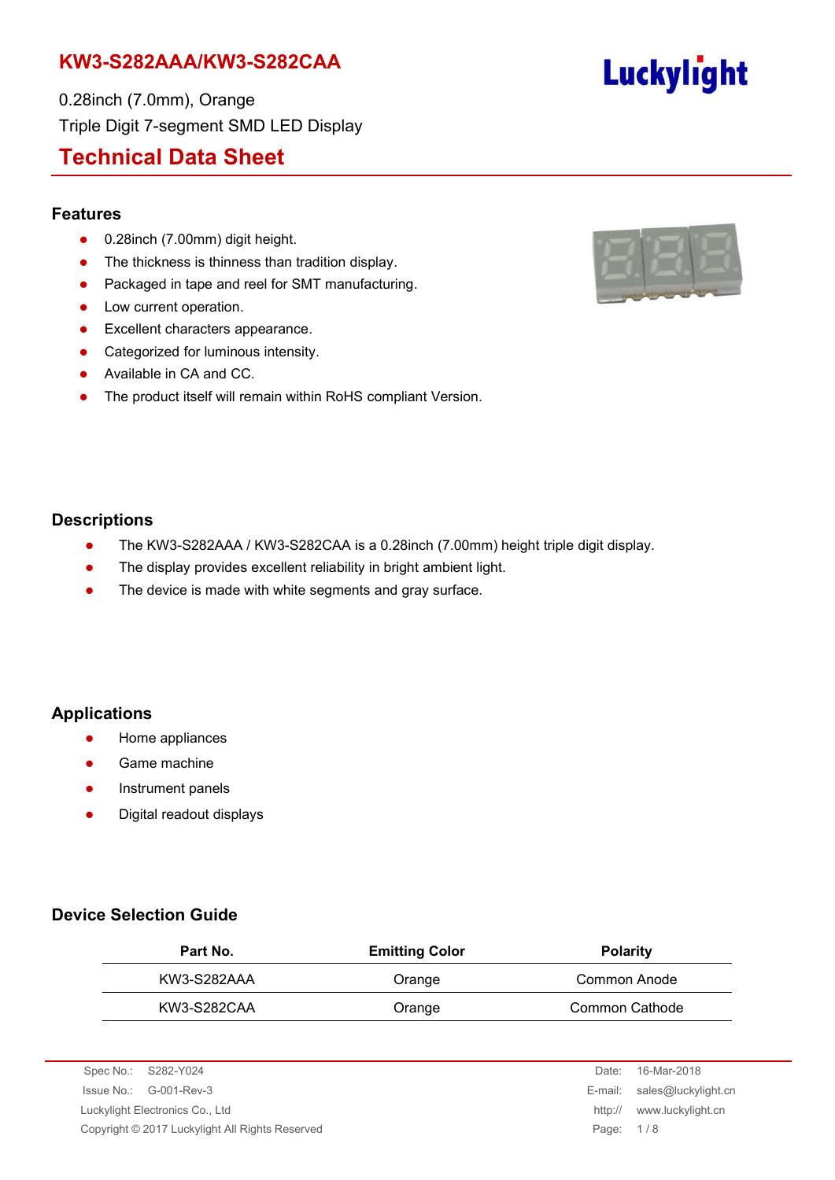# KW3-S282AAA/KW3-S282CAA

0.28inch (7.0mm), Orange

Triple Digit 7-segment SMD LED Display

## Technical Data Sheet

### Features

- 0.28inch (7.00mm) digit height.
- The thickness is thinness than tradition display.
- Packaged in tape and reel for SMT manufacturing.
- Low current operation.
- Excellent characters appearance.
- Categorized for luminous intensity.
- Available in CA and CC.
- The product itself will remain within RoHS compliant Version.

### Descriptions

- The KW3-S282AAA / KW3-S282CAA is a 0.28inch (7.00mm) height triple digit display.
- The display provides excellent reliability in bright ambient light.
- The device is made with white segments and gray surface.

### Applications

- Home appliances
- Game machine
- Instrument panels
- Digital readout displays

### Device Selection Guide

| Part No. | Emitting Color | Polarity |
|---|---|---|
| KW3-S282AAA | Orange | Common Anode |
| KW3-S282CAA | Orange | Common Cathode |

Spec No.: S282-Y024
Issue No.: G-001-Rev-3
Luckylight Electronics Co., Ltd
Copyright © 2017 Luckylight All Rights Reserved

Date: 16-Mar-2018
E-mail: sales@luckylight.cn
http:// www.luckylight.cn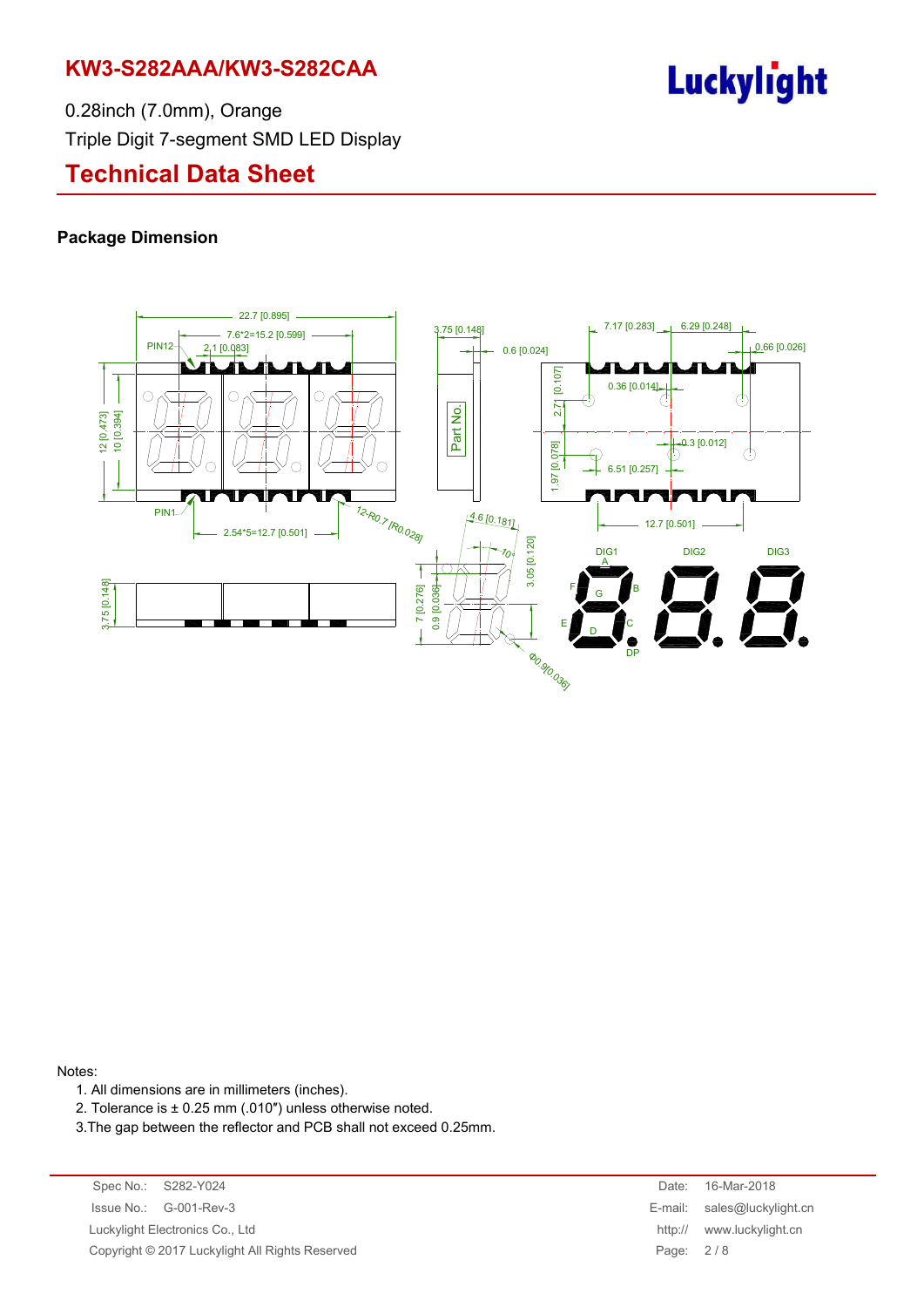# KW3-S282AAA/KW3-S282CAA

0.28inch (7.0mm), Orange

Triple Digit 7-segment SMD LED Display

## Technical Data Sheet

### Package Dimension

Notes:

1. All dimensions are in millimeters (inches).
2. Tolerance is ± 0.25 mm (.010″) unless otherwise noted.
3. The gap between the reflector and PCB shall not exceed 0.25mm.

| Spec No.: | S282-Y024 | Date: | 16-Mar-2018 |
|---|---|---|---|
| Issue No.: | G-001-Rev-3 | E-mail: | sales@luckylight.cn |
| Luckylight Electronics Co., Ltd | | http:// | www.luckylight.cn |
| Copyright © 2017 Luckylight All Rights Reserved | | | |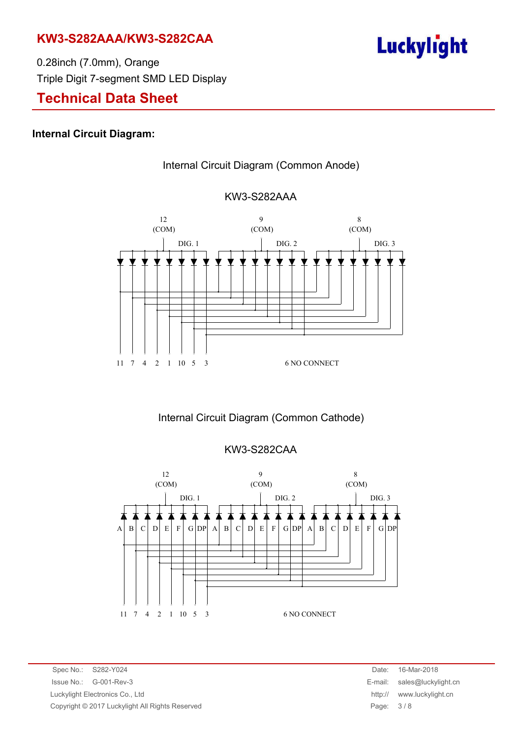## Internal Circuit Diagram:

Internal Circuit Diagram (Common Anode)

KW3-S282AAA

12 (COM) DIG. 1

9 (COM) DIG. 2

8 (COM) DIG. 3

11 7 4 2 1 10 5 3

6 NO CONNECT

Internal Circuit Diagram (Common Cathode)

KW3-S282CAA

12 (COM) DIG. 1

9 (COM) DIG. 2

8 (COM) DIG. 3

A B C D E F G DP A B C D E F G DP A B C D E F G DP

11 7 4 2 1 10 5 3

6 NO CONNECT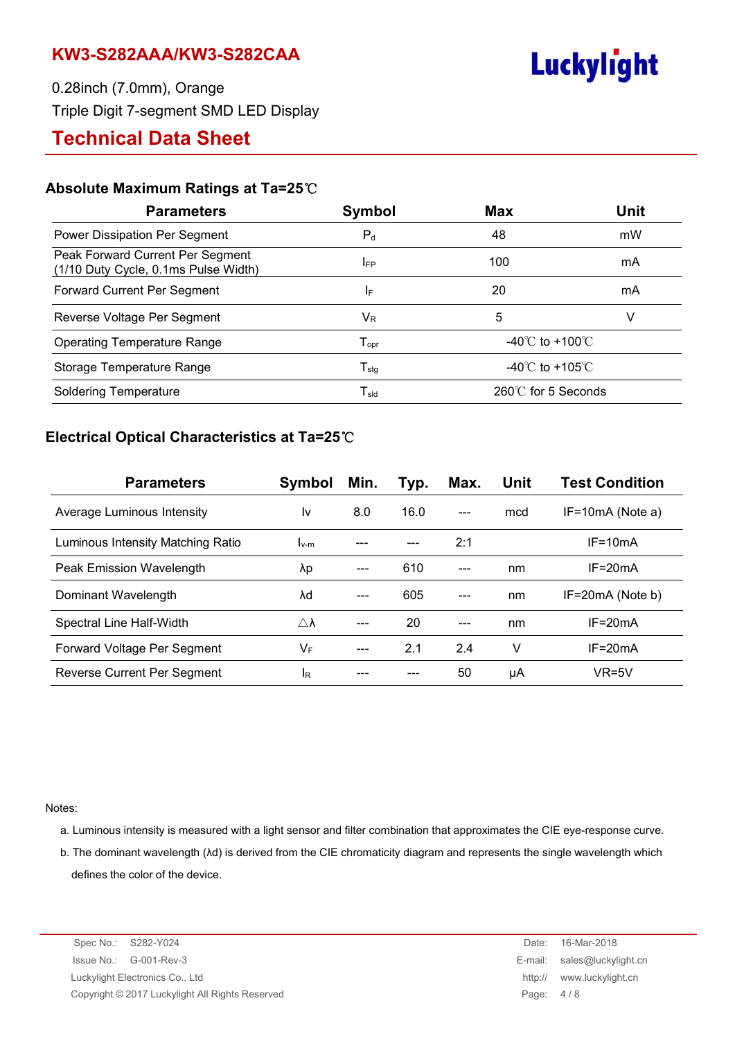# KW3-S282AAA/KW3-S282CAA

0.28inch (7.0mm), Orange

Triple Digit 7-segment SMD LED Display

## Technical Data Sheet

### Absolute Maximum Ratings at Ta=25℃

| Parameters | Symbol | Max | Unit |
|---|---|---|---|
| Power Dissipation Per Segment | $P_d$ | 48 | mW |
| Peak Forward Current Per Segment (1/10 Duty Cycle, 0.1ms Pulse Width) | $I_{FP}$ | 100 | mA |
| Forward Current Per Segment | $I_F$ | 20 | mA |
| Reverse Voltage Per Segment | $V_R$ | 5 | V |
| Operating Temperature Range | $T_{opr}$ | -40℃ to +100℃ | |
| Storage Temperature Range | $T_{stg}$ | -40℃ to +105℃ | |
| Soldering Temperature | $T_{sld}$ | 260℃ for 5 Seconds | |

### Electrical Optical Characteristics at Ta=25℃

| Parameters | Symbol | Min. | Typ. | Max. | Unit | Test Condition |
|---|---|---|---|---|---|---|
| Average Luminous Intensity | Iv | 8.0 | 16.0 | --- | mcd | IF=10mA (Note a) |
| Luminous Intensity Matching Ratio | $I_{v\text{-}m}$ | --- | --- | 2:1 | | IF=10mA |
| Peak Emission Wavelength | λp | --- | 610 | --- | nm | IF=20mA |
| Dominant Wavelength | λd | --- | 605 | --- | nm | IF=20mA (Note b) |
| Spectral Line Half-Width | △λ | --- | 20 | --- | nm | IF=20mA |
| Forward Voltage Per Segment | $V_F$ | --- | 2.1 | 2.4 | V | IF=20mA |
| Reverse Current Per Segment | $I_R$ | --- | --- | 50 | μA | VR=5V |

Notes:

a. Luminous intensity is measured with a light sensor and filter combination that approximates the CIE eye-response curve.

b. The dominant wavelength (λd) is derived from the CIE chromaticity diagram and represents the single wavelength which defines the color of the device.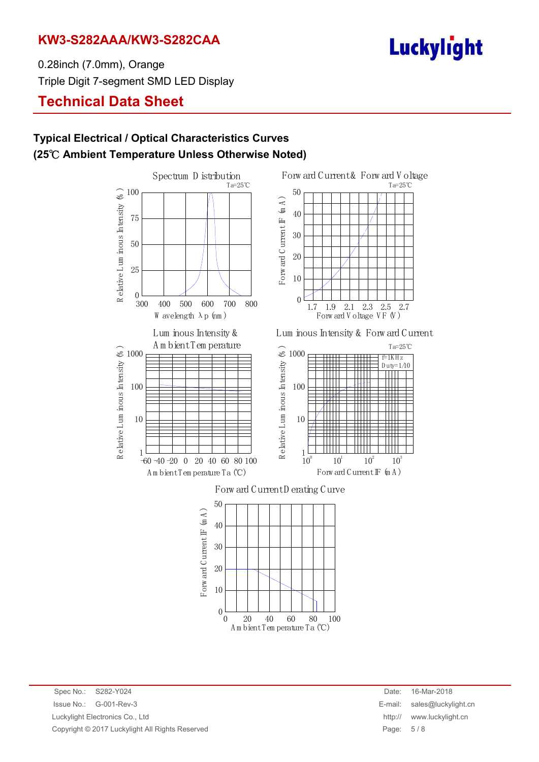# KW3-S282AAA/KW3-S282CAA

0.28inch (7.0mm), Orange

Triple Digit 7-segment SMD LED Display

## Technical Data Sheet

### Typical Electrical / Optical Characteristics Curves
### (25℃ Ambient Temperature Unless Otherwise Noted)

Spectrum Distribution  
Ta=25℃  
Relative Luminous Intensity (%): 0, 25, 50, 75, 100  
Wavelength λp (nm): 300, 400, 500, 600, 700, 800

Forward Current& Forward Voltage  
Ta=25℃  
Forward Current IF (mA): 0, 10, 20, 30, 40, 50  
Forward Voltage VF (V): 1.7, 1.9, 2.1, 2.3, 2.5, 2.7

Luminous Intensity & Ambient Temperature  
Relative Luminous Intensity (%): 1, 10, 100, 1000  
Ambient Temperature Ta (℃): -60, -40, -20, 0, 20, 40, 60, 80, 100

Luminous Intensity & Forward Current  
Ta=25℃  
f=1KHz  
Duty=1/10  
Relative Luminous Intensity (%): 1, 10, 100, 1000  
Forward Current IF (mA): $10^0$, $10^1$, $10^2$, $10^3$

Forward Current Derating Curve  
Forward Current IF (mA): 0, 10, 20, 30, 40, 50  
Ambient Temperature Ta (℃): 0, 20, 40, 60, 80, 100

Spec No.: S282-Y024  
Issue No.: G-001-Rev-3  
Luckylight Electronics Co., Ltd  
Copyright © 2017 Luckylight All Rights Reserved

Date: 16-Mar-2018  
E-mail: sales@luckylight.cn  
http:// www.luckylight.cn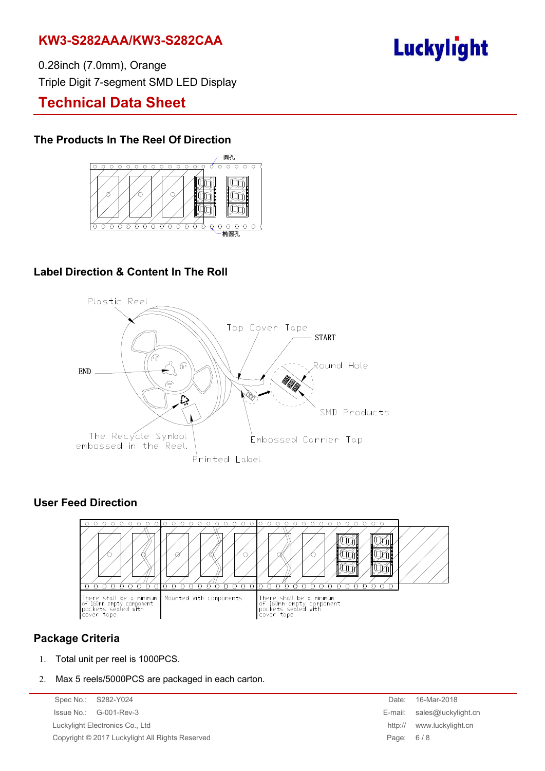# KW3-S282AAA/KW3-S282CAA

0.28inch (7.0mm), Orange

Triple Digit 7-segment SMD LED Display

## Technical Data Sheet

### The Products In The Reel Of Direction

圆孔

椭圆孔

### Label Direction & Content In The Roll

Plastic Reel

Top Cover Tape

START

END

Round Hole

SMD Products

The Recycle Symbol embossed in the Reel.

Embossed Carrier Tap

Printed Label

### User Feed Direction

There shall be a minimum of 160mm empty component pockets sealed with cover tape

Mounted with components

There shall be a minimum of 160mm empty component pockets sealed with cover tape

### Package Criteria

1. Total unit per reel is 1000PCS.
2. Max 5 reels/5000PCS are packaged in each carton.

Spec No.: S282-Y024
Issue No.: G-001-Rev-3
Luckylight Electronics Co., Ltd
Copyright © 2017 Luckylight All Rights Reserved

Date: 16-Mar-2018
E-mail: sales@luckylight.cn
http:// www.luckylight.cn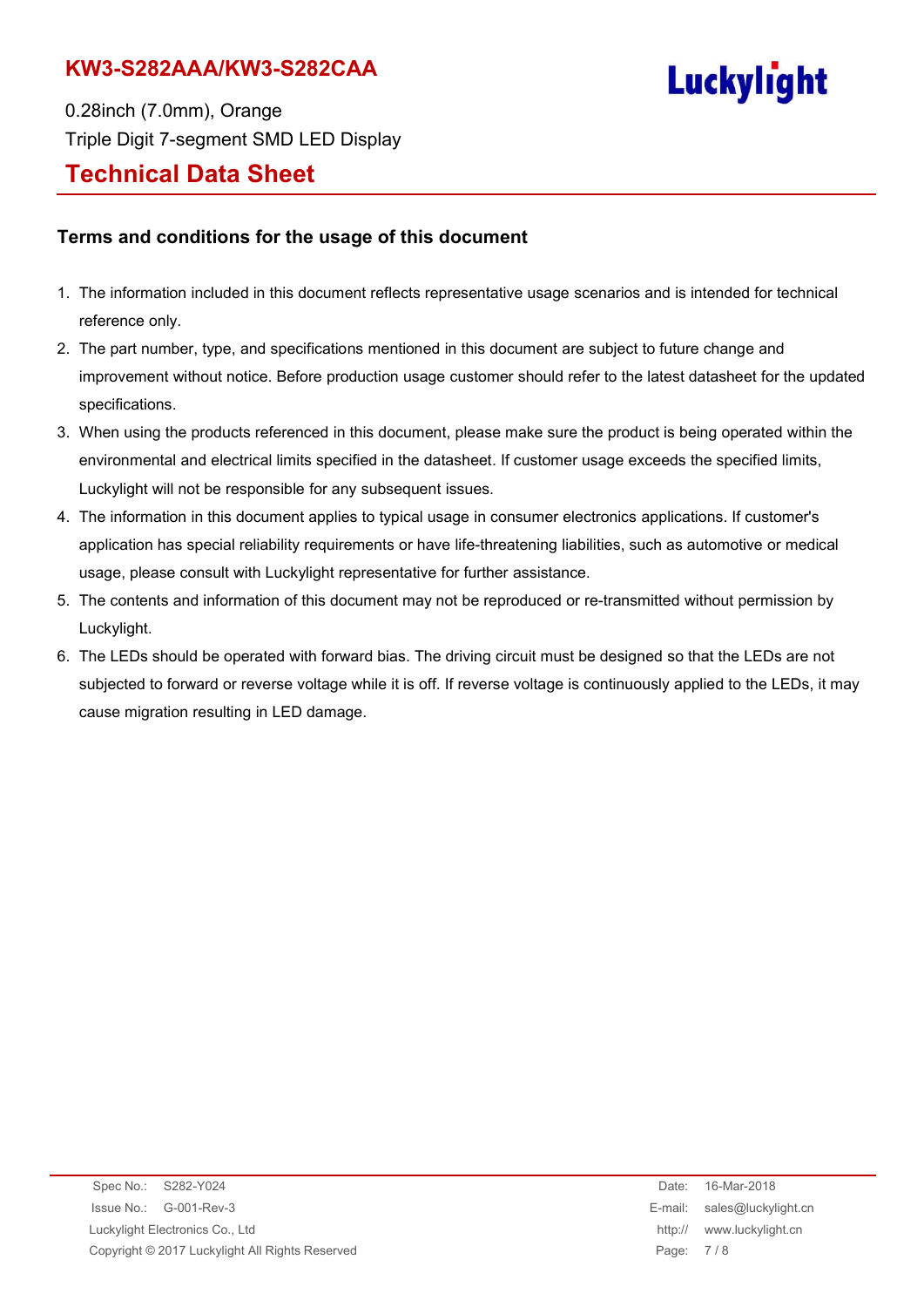## Terms and conditions for the usage of this document

1. The information included in this document reflects representative usage scenarios and is intended for technical reference only.
2. The part number, type, and specifications mentioned in this document are subject to future change and improvement without notice. Before production usage customer should refer to the latest datasheet for the updated specifications.
3. When using the products referenced in this document, please make sure the product is being operated within the environmental and electrical limits specified in the datasheet. If customer usage exceeds the specified limits, Luckylight will not be responsible for any subsequent issues.
4. The information in this document applies to typical usage in consumer electronics applications. If customer's application has special reliability requirements or have life-threatening liabilities, such as automotive or medical usage, please consult with Luckylight representative for further assistance.
5. The contents and information of this document may not be reproduced or re-transmitted without permission by Luckylight.
6. The LEDs should be operated with forward bias. The driving circuit must be designed so that the LEDs are not subjected to forward or reverse voltage while it is off. If reverse voltage is continuously applied to the LEDs, it may cause migration resulting in LED damage.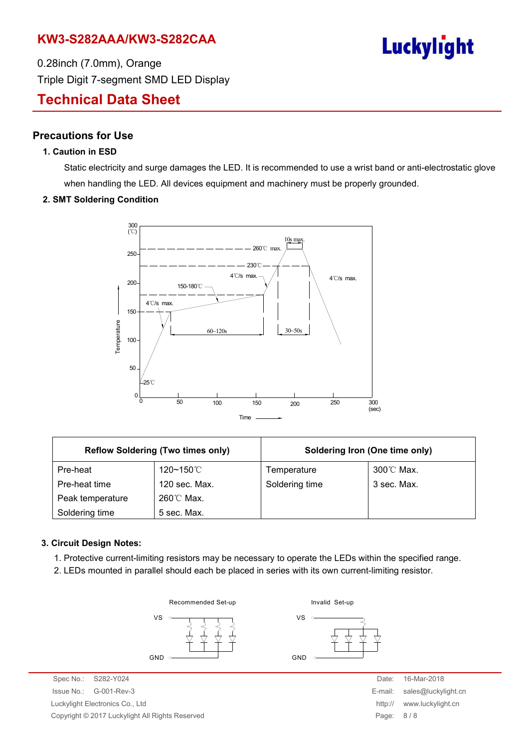## Precautions for Use

### 1. Caution in ESD

Static electricity and surge damages the LED. It is recommended to use a wrist band or anti-electrostatic glove when handling the LED. All devices equipment and machinery must be properly grounded.

### 2. SMT Soldering Condition

300 (℃)
250
200
150
100
50
0
Temperature
0
50
100
150
200
250
300 (sec)
Time
260℃ max.
10s max.
230℃
4℃/s max.
4℃/s max.
150-180℃
4℃/s max.
60~120s
30~50s
25℃

| Reflow Soldering (Two times only) | | Soldering Iron (One time only) | |
|---|---|---|---|
| Pre-heat | 120~150℃ | Temperature | 300℃ Max. |
| Pre-heat time | 120 sec. Max. | Soldering time | 3 sec. Max. |
| Peak temperature | 260℃ Max. | | |
| Soldering time | 5 sec. Max. | | |

### 3. Circuit Design Notes:

1. Protective current-limiting resistors may be necessary to operate the LEDs within the specified range.
2. LEDs mounted in parallel should each be placed in series with its own current-limiting resistor.

Recommended Set-up
VS
GND

Invalid Set-up
VS
GND

Spec No.: S282-Y024
Issue No.: G-001-Rev-3
Luckylight Electronics Co., Ltd
Copyright © 2017 Luckylight All Rights Reserved

Date: 16-Mar-2018
E-mail: sales@luckylight.cn
http:// www.luckylight.cn